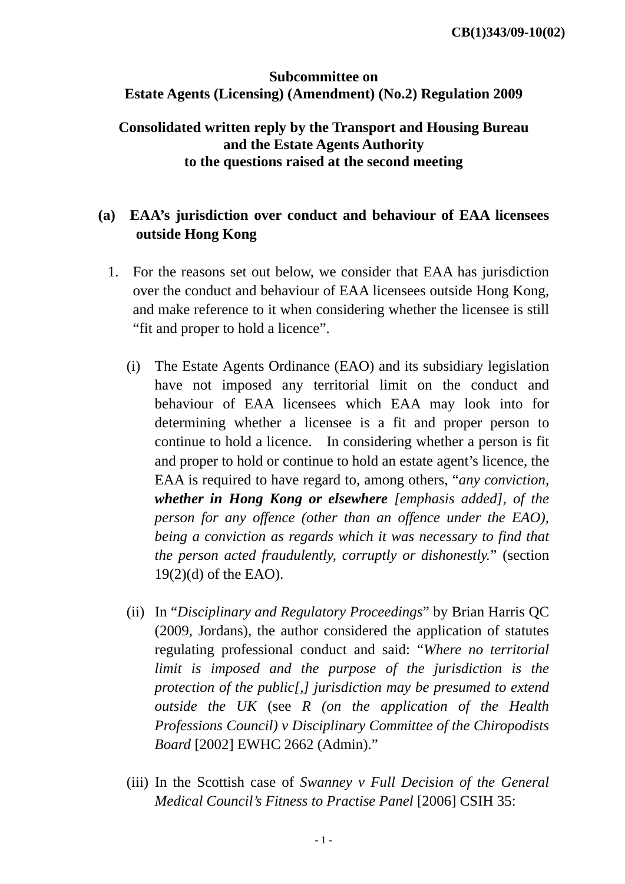**CB(1)343/09-10(02)**

**Subcommittee on**
**Estate Agents (Licensing) (Amendment) (No.2) Regulation 2009**

**Consolidated written reply by the Transport and Housing Bureau and the Estate Agents Authority to the questions raised at the second meeting**

## (a) EAA's jurisdiction over conduct and behaviour of EAA licensees outside Hong Kong

1. For the reasons set out below, we consider that EAA has jurisdiction over the conduct and behaviour of EAA licensees outside Hong Kong, and make reference to it when considering whether the licensee is still "fit and proper to hold a licence".

   (i) The Estate Agents Ordinance (EAO) and its subsidiary legislation have not imposed any territorial limit on the conduct and behaviour of EAA licensees which EAA may look into for determining whether a licensee is a fit and proper person to continue to hold a licence. In considering whether a person is fit and proper to hold or continue to hold an estate agent's licence, the EAA is required to have regard to, among others, "*any conviction, **whether in Hong Kong or elsewhere** [emphasis added], of the person for any offence (other than an offence under the EAO), being a conviction as regards which it was necessary to find that the person acted fraudulently, corruptly or dishonestly.*" (section 19(2)(d) of the EAO).

   (ii) In "*Disciplinary and Regulatory Proceedings*" by Brian Harris QC (2009, Jordans), the author considered the application of statutes regulating professional conduct and said: "*Where no territorial limit is imposed and the purpose of the jurisdiction is the protection of the public[,] jurisdiction may be presumed to extend outside the UK* (see *R (on the application of the Health Professions Council) v Disciplinary Committee of the Chiropodists Board* [2002] EWHC 2662 (Admin)."

   (iii) In the Scottish case of *Swanney v Full Decision of the General Medical Council's Fitness to Practise Panel* [2006] CSIH 35: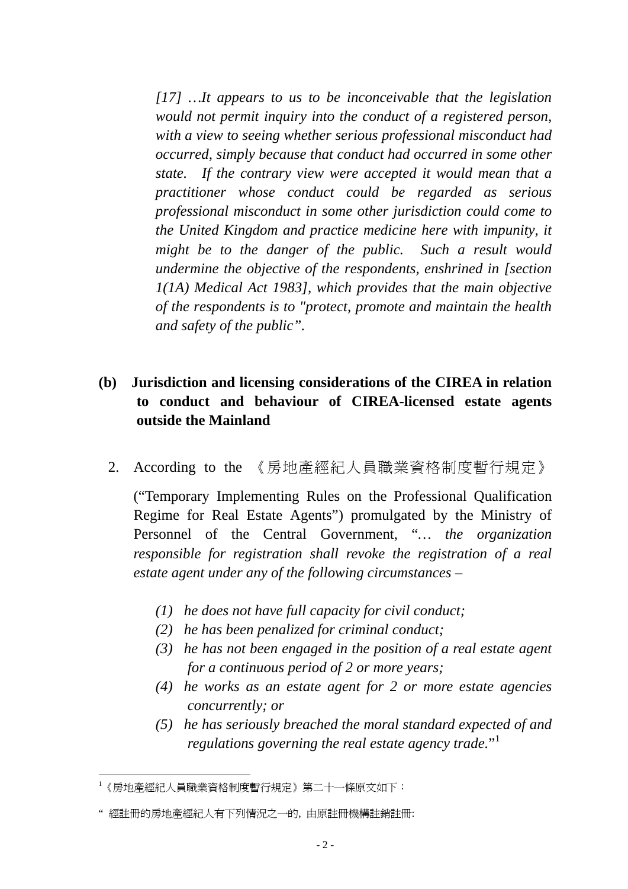*[17] …It appears to us to be inconceivable that the legislation would not permit inquiry into the conduct of a registered person, with a view to seeing whether serious professional misconduct had occurred, simply because that conduct had occurred in some other state. If the contrary view were accepted it would mean that a practitioner whose conduct could be regarded as serious professional misconduct in some other jurisdiction could come to the United Kingdom and practice medicine here with impunity, it might be to the danger of the public. Such a result would undermine the objective of the respondents, enshrined in [section 1(1A) Medical Act 1983], which provides that the main objective of the respondents is to "protect, promote and maintain the health and safety of the public".*

**(b) Jurisdiction and licensing considerations of the CIREA in relation to conduct and behaviour of CIREA-licensed estate agents outside the Mainland**

2. According to the 《房地產經紀人員職業資格制度暫行規定》 ("Temporary Implementing Rules on the Professional Qualification Regime for Real Estate Agents") promulgated by the Ministry of Personnel of the Central Government, "*… the organization responsible for registration shall revoke the registration of a real estate agent under any of the following circumstances –*

   *(1) he does not have full capacity for civil conduct;*
   *(2) he has been penalized for criminal conduct;*
   *(3) he has not been engaged in the position of a real estate agent for a continuous period of 2 or more years;*
   *(4) he works as an estate agent for 2 or more estate agencies concurrently; or*
   *(5) he has seriously breached the moral standard expected of and regulations governing the real estate agency trade.*"[1]

---

[1]《房地產經紀人員職業資格制度暫行規定》第二十一條原文如下：

" 經註冊的房地產經紀人有下列情況之一的，由原註冊機構註銷註冊: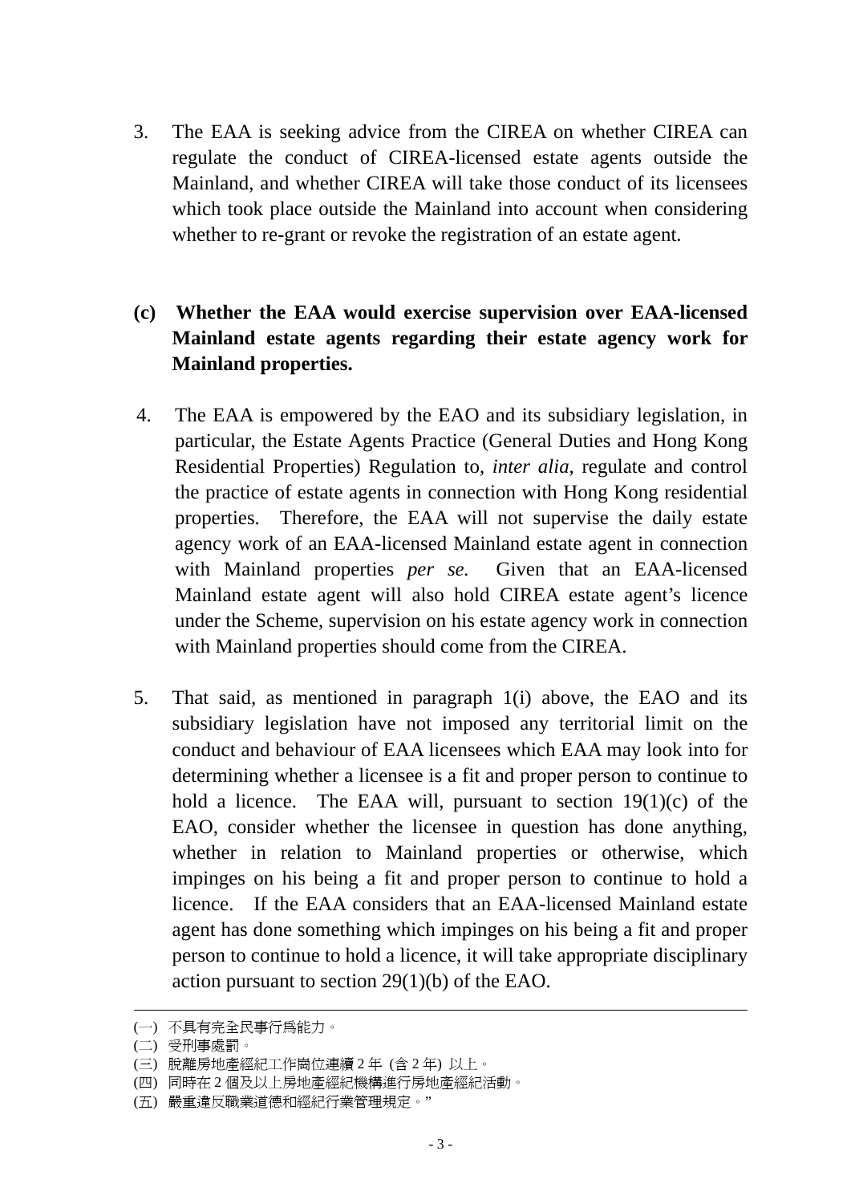3. The EAA is seeking advice from the CIREA on whether CIREA can regulate the conduct of CIREA-licensed estate agents outside the Mainland, and whether CIREA will take those conduct of its licensees which took place outside the Mainland into account when considering whether to re-grant or revoke the registration of an estate agent.

**(c) Whether the EAA would exercise supervision over EAA-licensed Mainland estate agents regarding their estate agency work for Mainland properties.**

4. The EAA is empowered by the EAO and its subsidiary legislation, in particular, the Estate Agents Practice (General Duties and Hong Kong Residential Properties) Regulation to, *inter alia*, regulate and control the practice of estate agents in connection with Hong Kong residential properties. Therefore, the EAA will not supervise the daily estate agency work of an EAA-licensed Mainland estate agent in connection with Mainland properties *per se.* Given that an EAA-licensed Mainland estate agent will also hold CIREA estate agent's licence under the Scheme, supervision on his estate agency work in connection with Mainland properties should come from the CIREA.

5. That said, as mentioned in paragraph 1(i) above, the EAO and its subsidiary legislation have not imposed any territorial limit on the conduct and behaviour of EAA licensees which EAA may look into for determining whether a licensee is a fit and proper person to continue to hold a licence. The EAA will, pursuant to section 19(1)(c) of the EAO, consider whether the licensee in question has done anything, whether in relation to Mainland properties or otherwise, which impinges on his being a fit and proper person to continue to hold a licence. If the EAA considers that an EAA-licensed Mainland estate agent has done something which impinges on his being a fit and proper person to continue to hold a licence, it will take appropriate disciplinary action pursuant to section 29(1)(b) of the EAO.

---

(一) 不具有完全民事行為能力。
(二) 受刑事處罰。
(三) 脫離房地產經紀工作崗位連續 2 年 (含 2 年) 以上。
(四) 同時在 2 個及以上房地產經紀機構進行房地產經紀活動。
(五) 嚴重違反職業道德和經紀行業管理規定。"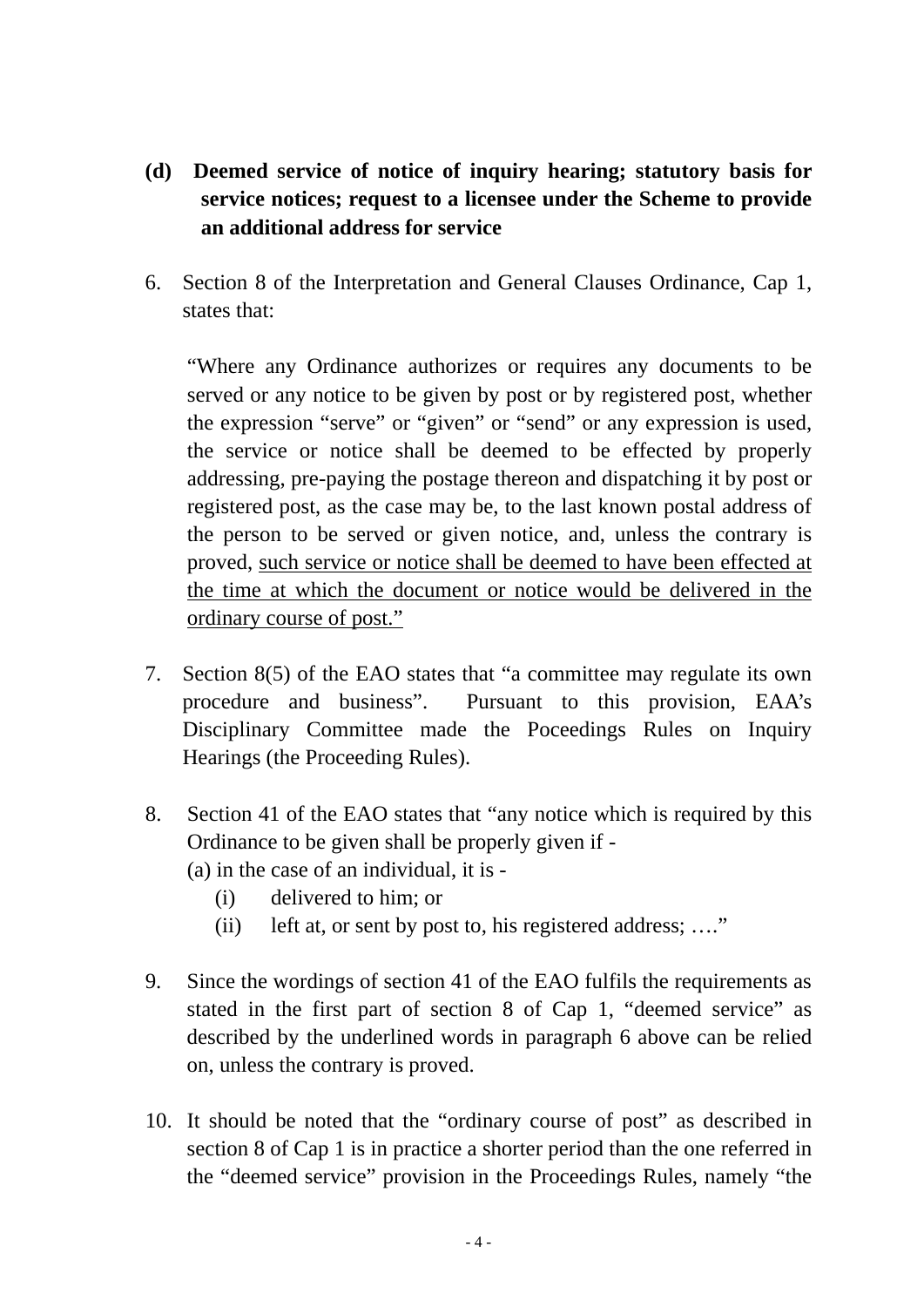**(d) Deemed service of notice of inquiry hearing; statutory basis for service notices; request to a licensee under the Scheme to provide an additional address for service**

6. Section 8 of the Interpretation and General Clauses Ordinance, Cap 1, states that:

 "Where any Ordinance authorizes or requires any documents to be served or any notice to be given by post or by registered post, whether the expression "serve" or "given" or "send" or any expression is used, the service or notice shall be deemed to be effected by properly addressing, pre-paying the postage thereon and dispatching it by post or registered post, as the case may be, to the last known postal address of the person to be served or given notice, and, unless the contrary is proved, <u>such service or notice shall be deemed to have been effected at the time at which the document or notice would be delivered in the ordinary course of post."</u>

7. Section 8(5) of the EAO states that "a committee may regulate its own procedure and business". Pursuant to this provision, EAA's Disciplinary Committee made the Poceedings Rules on Inquiry Hearings (the Proceeding Rules).

8. Section 41 of the EAO states that "any notice which is required by this Ordinance to be given shall be properly given if -
 (a) in the case of an individual, it is -
 (i) delivered to him; or
 (ii) left at, or sent by post to, his registered address; …."

9. Since the wordings of section 41 of the EAO fulfils the requirements as stated in the first part of section 8 of Cap 1, "deemed service" as described by the underlined words in paragraph 6 above can be relied on, unless the contrary is proved.

10. It should be noted that the "ordinary course of post" as described in section 8 of Cap 1 is in practice a shorter period than the one referred in the "deemed service" provision in the Proceedings Rules, namely "the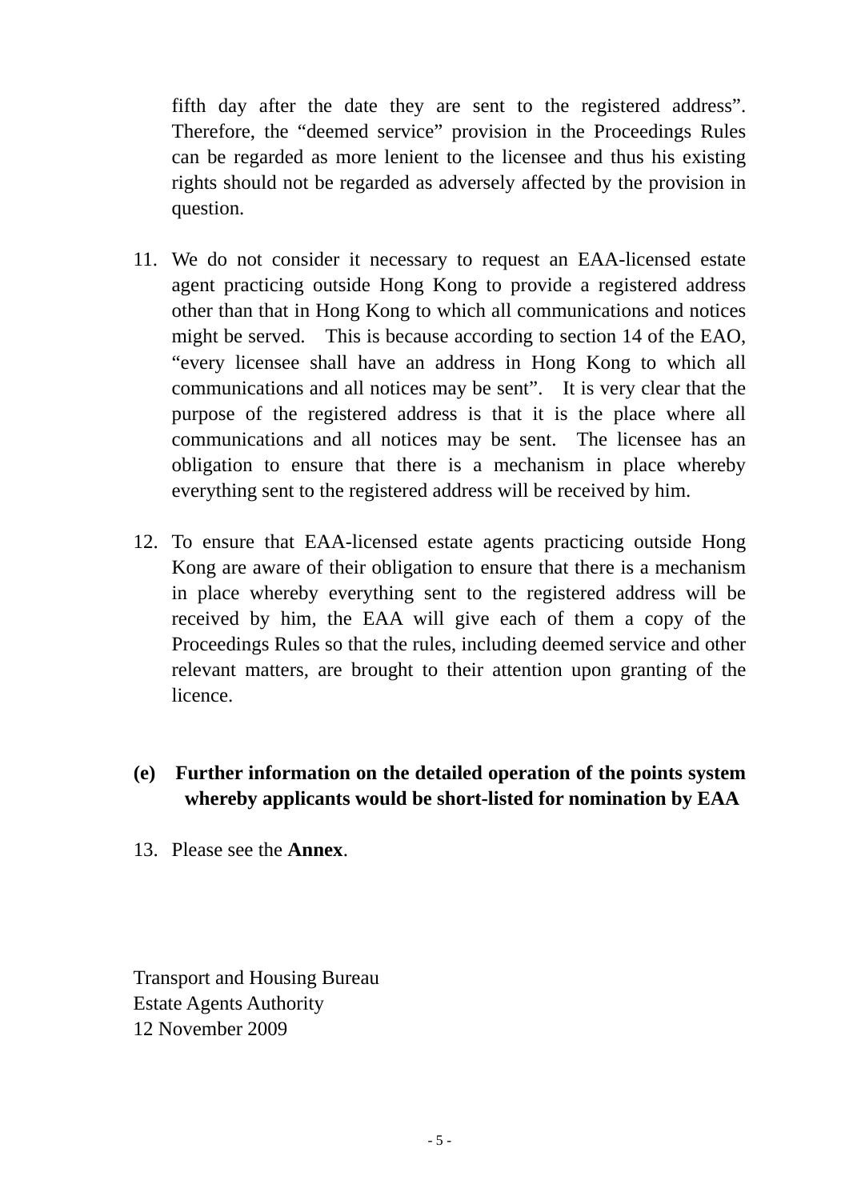fifth day after the date they are sent to the registered address". Therefore, the "deemed service" provision in the Proceedings Rules can be regarded as more lenient to the licensee and thus his existing rights should not be regarded as adversely affected by the provision in question.

11. We do not consider it necessary to request an EAA-licensed estate agent practicing outside Hong Kong to provide a registered address other than that in Hong Kong to which all communications and notices might be served. This is because according to section 14 of the EAO, "every licensee shall have an address in Hong Kong to which all communications and all notices may be sent". It is very clear that the purpose of the registered address is that it is the place where all communications and all notices may be sent. The licensee has an obligation to ensure that there is a mechanism in place whereby everything sent to the registered address will be received by him.

12. To ensure that EAA-licensed estate agents practicing outside Hong Kong are aware of their obligation to ensure that there is a mechanism in place whereby everything sent to the registered address will be received by him, the EAA will give each of them a copy of the Proceedings Rules so that the rules, including deemed service and other relevant matters, are brought to their attention upon granting of the licence.

**(e) Further information on the detailed operation of the points system whereby applicants would be short-listed for nomination by EAA**

13. Please see the **Annex**.

Transport and Housing Bureau
Estate Agents Authority
12 November 2009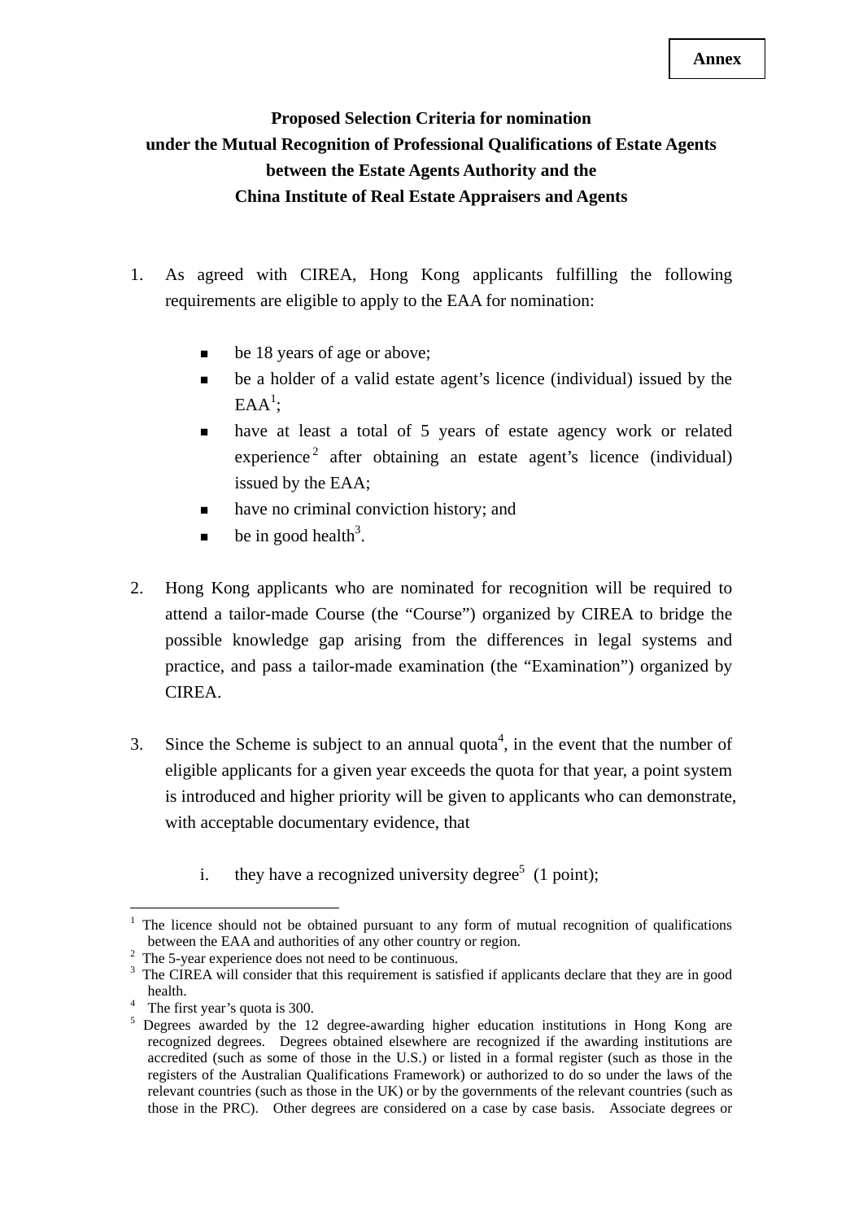**Annex**

**Proposed Selection Criteria for nomination under the Mutual Recognition of Professional Qualifications of Estate Agents between the Estate Agents Authority and the China Institute of Real Estate Appraisers and Agents**

1. As agreed with CIREA, Hong Kong applicants fulfilling the following requirements are eligible to apply to the EAA for nomination:

   - be 18 years of age or above;
   - be a holder of a valid estate agent's licence (individual) issued by the EAA[1];
   - have at least a total of 5 years of estate agency work or related experience[2] after obtaining an estate agent's licence (individual) issued by the EAA;
   - have no criminal conviction history; and
   - be in good health[3].

2. Hong Kong applicants who are nominated for recognition will be required to attend a tailor-made Course (the "Course") organized by CIREA to bridge the possible knowledge gap arising from the differences in legal systems and practice, and pass a tailor-made examination (the "Examination") organized by CIREA.

3. Since the Scheme is subject to an annual quota[4], in the event that the number of eligible applicants for a given year exceeds the quota for that year, a point system is introduced and higher priority will be given to applicants who can demonstrate, with acceptable documentary evidence, that

   i. they have a recognized university degree[5] (1 point);

---

[1] The licence should not be obtained pursuant to any form of mutual recognition of qualifications between the EAA and authorities of any other country or region.

[2] The 5-year experience does not need to be continuous.

[3] The CIREA will consider that this requirement is satisfied if applicants declare that they are in good health.

[4] The first year's quota is 300.

[5] Degrees awarded by the 12 degree-awarding higher education institutions in Hong Kong are recognized degrees. Degrees obtained elsewhere are recognized if the awarding institutions are accredited (such as some of those in the U.S.) or listed in a formal register (such as those in the registers of the Australian Qualifications Framework) or authorized to do so under the laws of the relevant countries (such as those in the UK) or by the governments of the relevant countries (such as those in the PRC). Other degrees are considered on a case by case basis. Associate degrees or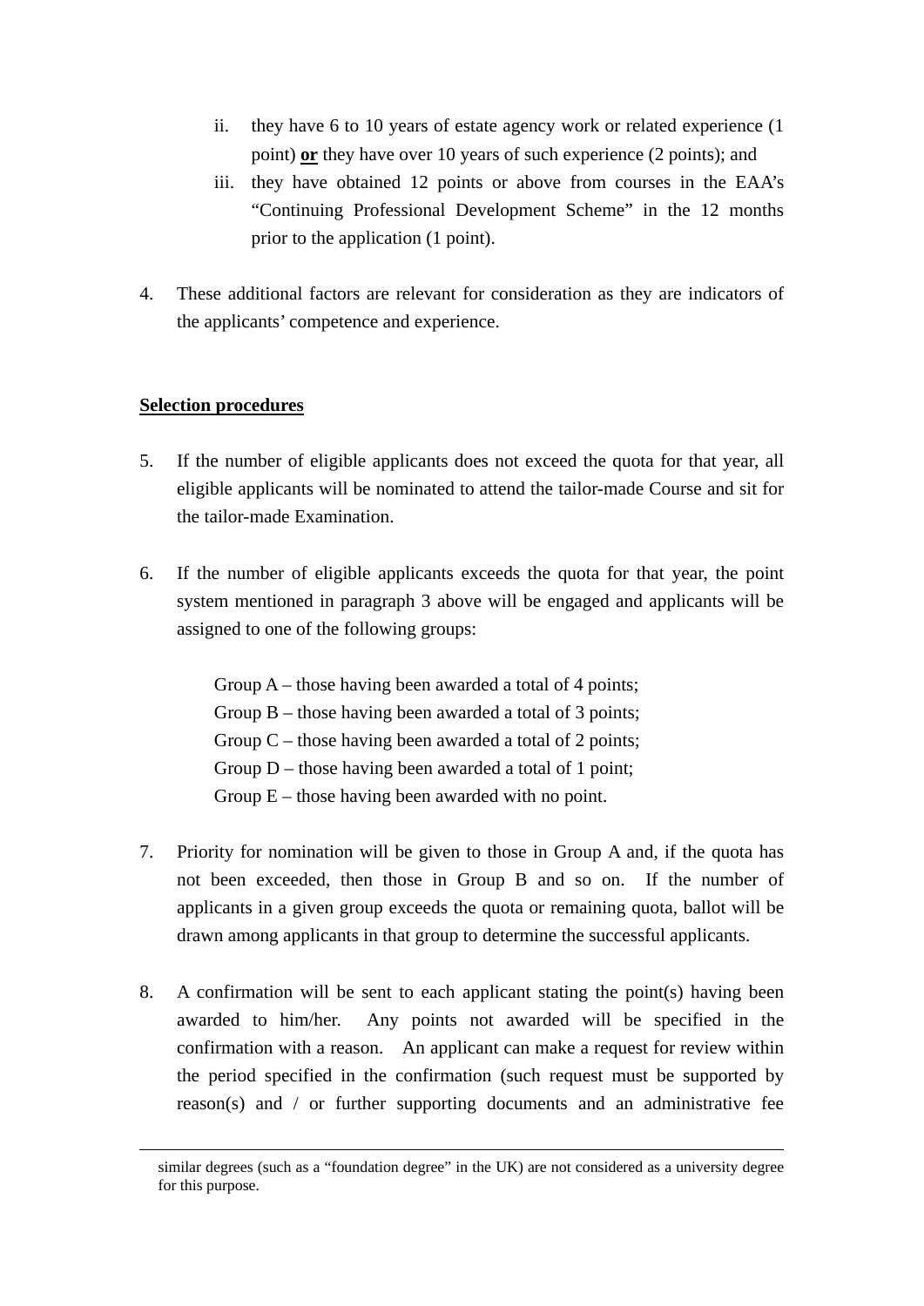ii. they have 6 to 10 years of estate agency work or related experience (1 point) **or** they have over 10 years of such experience (2 points); and

iii. they have obtained 12 points or above from courses in the EAA's "Continuing Professional Development Scheme" in the 12 months prior to the application (1 point).

4. These additional factors are relevant for consideration as they are indicators of the applicants' competence and experience.

**Selection procedures**

5. If the number of eligible applicants does not exceed the quota for that year, all eligible applicants will be nominated to attend the tailor-made Course and sit for the tailor-made Examination.

6. If the number of eligible applicants exceeds the quota for that year, the point system mentioned in paragraph 3 above will be engaged and applicants will be assigned to one of the following groups:

   Group A – those having been awarded a total of 4 points;
   Group B – those having been awarded a total of 3 points;
   Group C – those having been awarded a total of 2 points;
   Group D – those having been awarded a total of 1 point;
   Group E – those having been awarded with no point.

7. Priority for nomination will be given to those in Group A and, if the quota has not been exceeded, then those in Group B and so on. If the number of applicants in a given group exceeds the quota or remaining quota, ballot will be drawn among applicants in that group to determine the successful applicants.

8. A confirmation will be sent to each applicant stating the point(s) having been awarded to him/her. Any points not awarded will be specified in the confirmation with a reason. An applicant can make a request for review within the period specified in the confirmation (such request must be supported by reason(s) and / or further supporting documents and an administrative fee

---

similar degrees (such as a "foundation degree" in the UK) are not considered as a university degree for this purpose.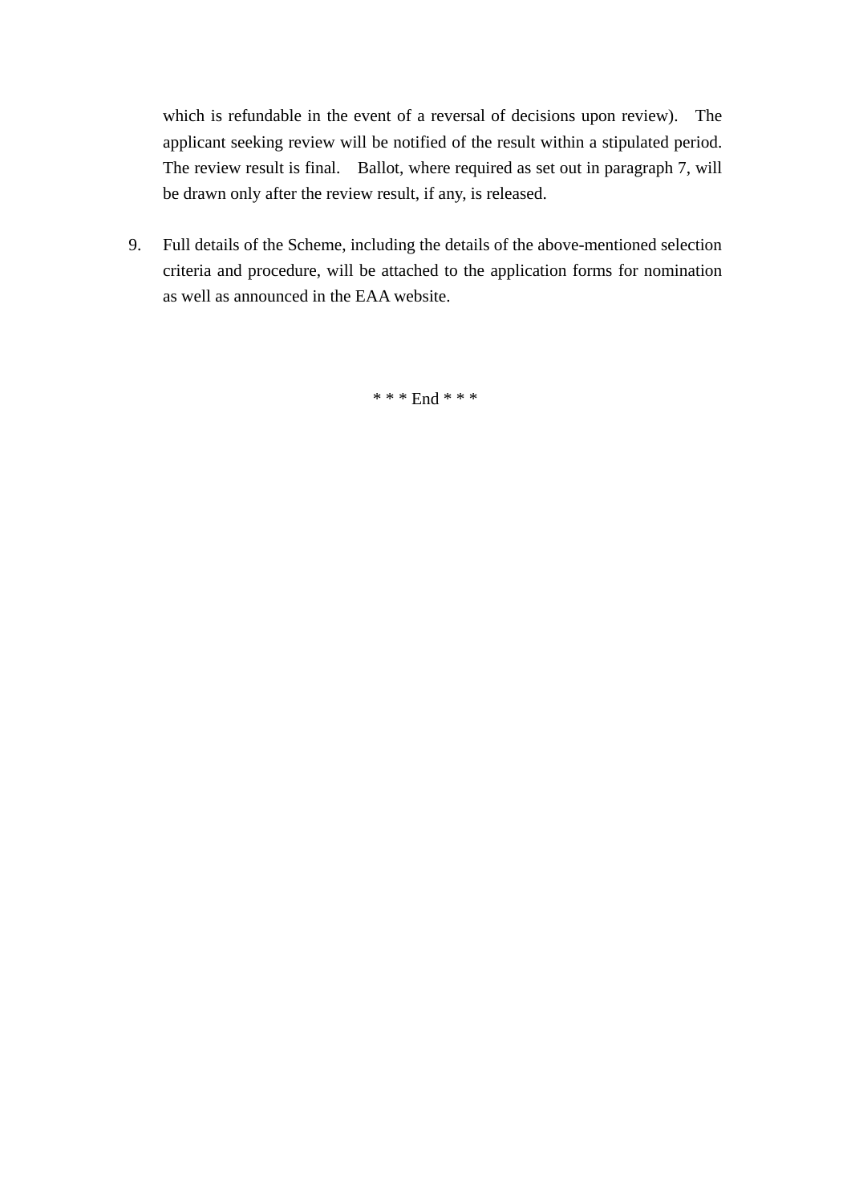which is refundable in the event of a reversal of decisions upon review). The applicant seeking review will be notified of the result within a stipulated period. The review result is final. Ballot, where required as set out in paragraph 7, will be drawn only after the review result, if any, is released.

9. Full details of the Scheme, including the details of the above-mentioned selection criteria and procedure, will be attached to the application forms for nomination as well as announced in the EAA website.

* * * End * * *